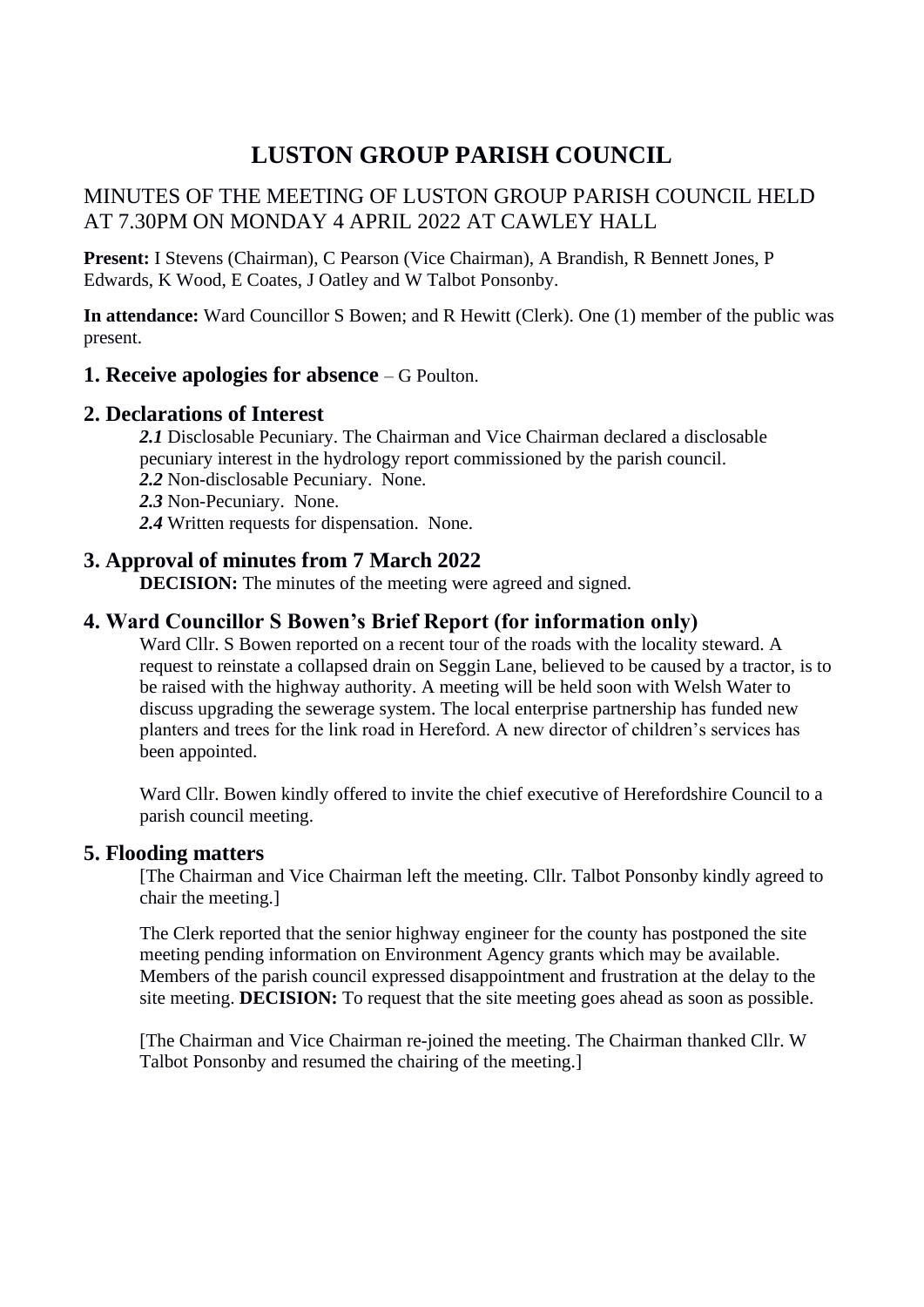# LUSTON GROUP PARISH COUNCIL

MINUTES OF THE MEETING OF LUSTON GROUP PARISH COUNCIL HELD AT 7.30PM ON MONDAY 4 APRIL 2022 AT CAWLEY HALL

**Present:** I Stevens (Chairman), C Pearson (Vice Chairman), A Brandish, R Bennett Jones, P Edwards, K Wood, E Coates, J Oatley and W Talbot Ponsonby.

**In attendance:** Ward Councillor S Bowen; and R Hewitt (Clerk). One (1) member of the public was present.

## 1. Receive apologies for absence – G Poulton.

## 2. Declarations of Interest

***2.1*** Disclosable Pecuniary. The Chairman and Vice Chairman declared a disclosable pecuniary interest in the hydrology report commissioned by the parish council.

***2.2*** Non-disclosable Pecuniary. None.

***2.3*** Non-Pecuniary. None.

***2.4*** Written requests for dispensation. None.

## 3. Approval of minutes from 7 March 2022

**DECISION:** The minutes of the meeting were agreed and signed.

## 4. Ward Councillor S Bowen's Brief Report (for information only)

Ward Cllr. S Bowen reported on a recent tour of the roads with the locality steward. A request to reinstate a collapsed drain on Seggin Lane, believed to be caused by a tractor, is to be raised with the highway authority. A meeting will be held soon with Welsh Water to discuss upgrading the sewerage system. The local enterprise partnership has funded new planters and trees for the link road in Hereford. A new director of children's services has been appointed.

Ward Cllr. Bowen kindly offered to invite the chief executive of Herefordshire Council to a parish council meeting.

## 5. Flooding matters

[The Chairman and Vice Chairman left the meeting. Cllr. Talbot Ponsonby kindly agreed to chair the meeting.]

The Clerk reported that the senior highway engineer for the county has postponed the site meeting pending information on Environment Agency grants which may be available. Members of the parish council expressed disappointment and frustration at the delay to the site meeting. **DECISION:** To request that the site meeting goes ahead as soon as possible.

[The Chairman and Vice Chairman re-joined the meeting. The Chairman thanked Cllr. W Talbot Ponsonby and resumed the chairing of the meeting.]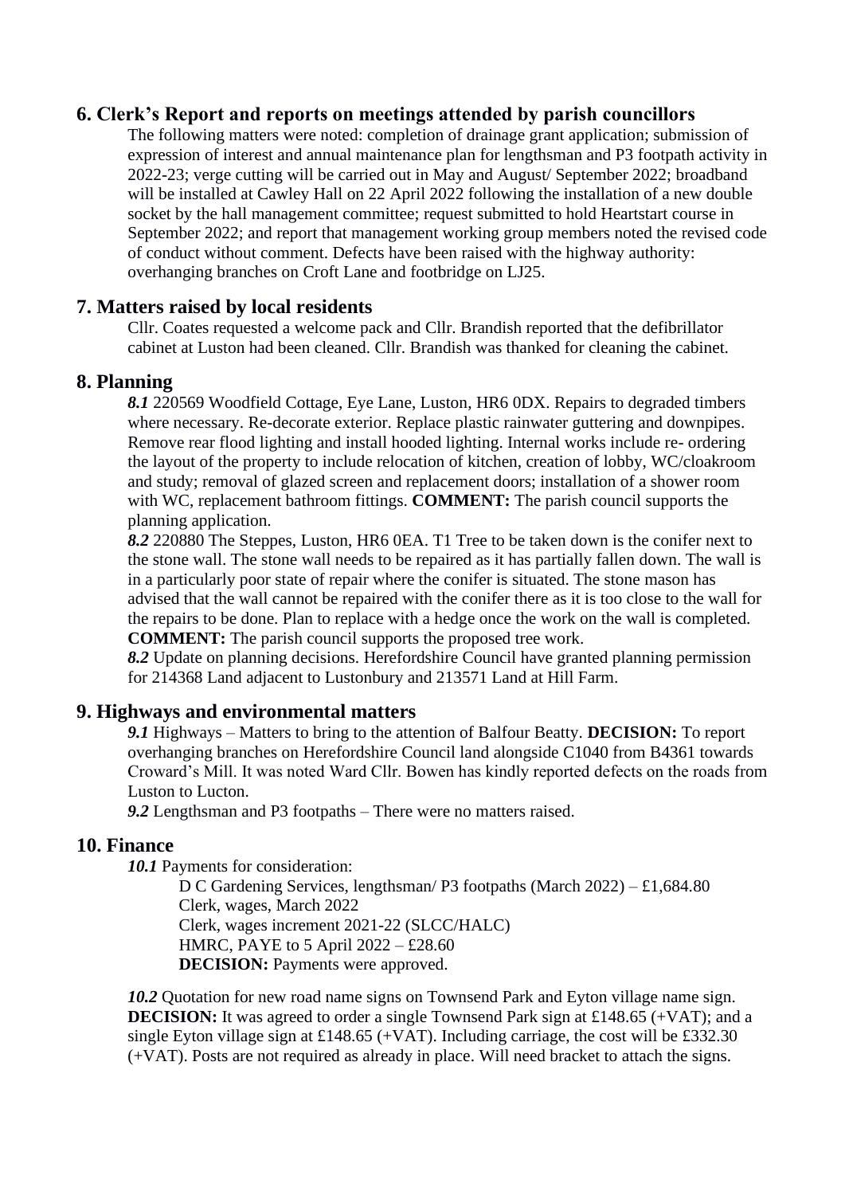## 6. Clerk's Report and reports on meetings attended by parish councillors

The following matters were noted: completion of drainage grant application; submission of expression of interest and annual maintenance plan for lengthsman and P3 footpath activity in 2022-23; verge cutting will be carried out in May and August/ September 2022; broadband will be installed at Cawley Hall on 22 April 2022 following the installation of a new double socket by the hall management committee; request submitted to hold Heartstart course in September 2022; and report that management working group members noted the revised code of conduct without comment. Defects have been raised with the highway authority: overhanging branches on Croft Lane and footbridge on LJ25.

## 7. Matters raised by local residents

Cllr. Coates requested a welcome pack and Cllr. Brandish reported that the defibrillator cabinet at Luston had been cleaned. Cllr. Brandish was thanked for cleaning the cabinet.

## 8. Planning

***8.1*** 220569 Woodfield Cottage, Eye Lane, Luston, HR6 0DX. Repairs to degraded timbers where necessary. Re-decorate exterior. Replace plastic rainwater guttering and downpipes. Remove rear flood lighting and install hooded lighting. Internal works include re- ordering the layout of the property to include relocation of kitchen, creation of lobby, WC/cloakroom and study; removal of glazed screen and replacement doors; installation of a shower room with WC, replacement bathroom fittings. **COMMENT:** The parish council supports the planning application.

***8.2*** 220880 The Steppes, Luston, HR6 0EA. T1 Tree to be taken down is the conifer next to the stone wall. The stone wall needs to be repaired as it has partially fallen down. The wall is in a particularly poor state of repair where the conifer is situated. The stone mason has advised that the wall cannot be repaired with the conifer there as it is too close to the wall for the repairs to be done. Plan to replace with a hedge once the work on the wall is completed. **COMMENT:** The parish council supports the proposed tree work.

***8.2*** Update on planning decisions. Herefordshire Council have granted planning permission for 214368 Land adjacent to Lustonbury and 213571 Land at Hill Farm.

## 9. Highways and environmental matters

***9.1*** Highways – Matters to bring to the attention of Balfour Beatty. **DECISION:** To report overhanging branches on Herefordshire Council land alongside C1040 from B4361 towards Croward's Mill. It was noted Ward Cllr. Bowen has kindly reported defects on the roads from Luston to Lucton.

***9.2*** Lengthsman and P3 footpaths – There were no matters raised.

## 10. Finance

***10.1*** Payments for consideration:

D C Gardening Services, lengthsman/ P3 footpaths (March 2022) – £1,684.80
Clerk, wages, March 2022
Clerk, wages increment 2021-22 (SLCC/HALC)
HMRC, PAYE to 5 April 2022 – £28.60
**DECISION:** Payments were approved.

***10.2*** Quotation for new road name signs on Townsend Park and Eyton village name sign. **DECISION:** It was agreed to order a single Townsend Park sign at £148.65 (+VAT); and a single Eyton village sign at £148.65 (+VAT). Including carriage, the cost will be £332.30 (+VAT). Posts are not required as already in place. Will need bracket to attach the signs.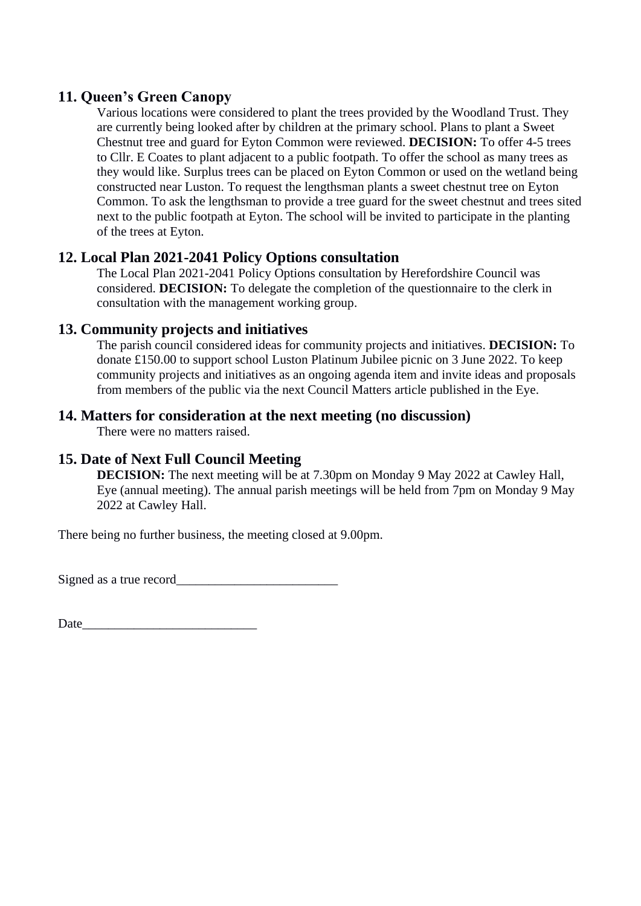## 11. Queen's Green Canopy

Various locations were considered to plant the trees provided by the Woodland Trust. They are currently being looked after by children at the primary school. Plans to plant a Sweet Chestnut tree and guard for Eyton Common were reviewed. **DECISION:** To offer 4-5 trees to Cllr. E Coates to plant adjacent to a public footpath. To offer the school as many trees as they would like. Surplus trees can be placed on Eyton Common or used on the wetland being constructed near Luston. To request the lengthsman plants a sweet chestnut tree on Eyton Common. To ask the lengthsman to provide a tree guard for the sweet chestnut and trees sited next to the public footpath at Eyton. The school will be invited to participate in the planting of the trees at Eyton.

## 12. Local Plan 2021-2041 Policy Options consultation

The Local Plan 2021-2041 Policy Options consultation by Herefordshire Council was considered. **DECISION:** To delegate the completion of the questionnaire to the clerk in consultation with the management working group.

## 13. Community projects and initiatives

The parish council considered ideas for community projects and initiatives. **DECISION:** To donate £150.00 to support school Luston Platinum Jubilee picnic on 3 June 2022. To keep community projects and initiatives as an ongoing agenda item and invite ideas and proposals from members of the public via the next Council Matters article published in the Eye.

## 14. Matters for consideration at the next meeting (no discussion)

There were no matters raised.

## 15. Date of Next Full Council Meeting

**DECISION:** The next meeting will be at 7.30pm on Monday 9 May 2022 at Cawley Hall, Eye (annual meeting). The annual parish meetings will be held from 7pm on Monday 9 May 2022 at Cawley Hall.

There being no further business, the meeting closed at 9.00pm.

Signed as a true record_________________________

Date___________________________